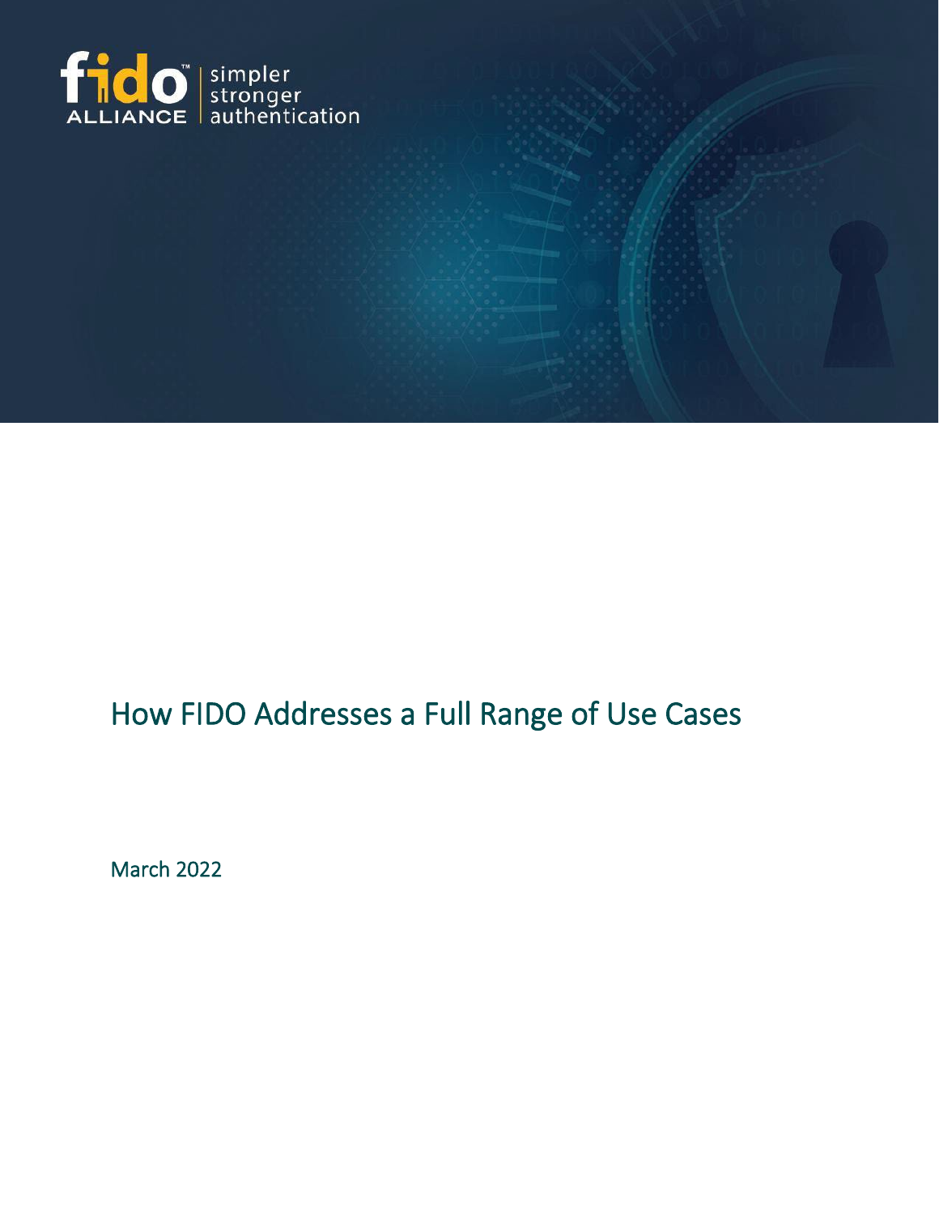# How FIDO Addresses a Full Range of Use Cases

March 2022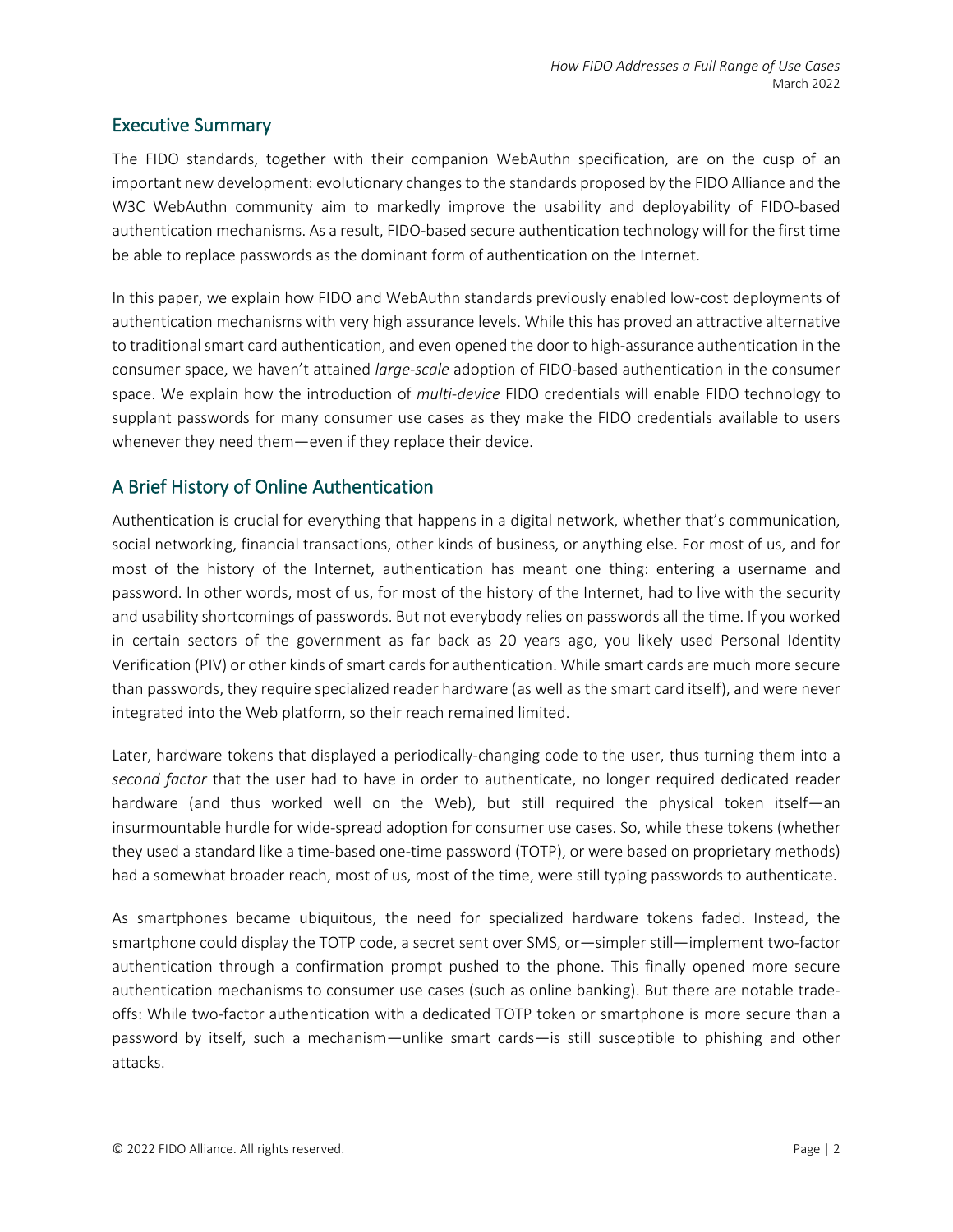## Executive Summary

The FIDO standards, together with their companion WebAuthn specification, are on the cusp of an important new development: evolutionary changes to the standards proposed by the FIDO Alliance and the W3C WebAuthn community aim to markedly improve the usability and deployability of FIDO-based authentication mechanisms. As a result, FIDO-based secure authentication technology will for the first time be able to replace passwords as the dominant form of authentication on the Internet.

In this paper, we explain how FIDO and WebAuthn standards previously enabled low-cost deployments of authentication mechanisms with very high assurance levels. While this has proved an attractive alternative to traditional smart card authentication, and even opened the door to high-assurance authentication in the consumer space, we haven't attained *large-scale* adoption of FIDO-based authentication in the consumer space. We explain how the introduction of *multi-device* FIDO credentials will enable FIDO technology to supplant passwords for many consumer use cases as they make the FIDO credentials available to users whenever they need them—even if they replace their device.

## A Brief History of Online Authentication

Authentication is crucial for everything that happens in a digital network, whether that's communication, social networking, financial transactions, other kinds of business, or anything else. For most of us, and for most of the history of the Internet, authentication has meant one thing: entering a username and password. In other words, most of us, for most of the history of the Internet, had to live with the security and usability shortcomings of passwords. But not everybody relies on passwords all the time. If you worked in certain sectors of the government as far back as 20 years ago, you likely used Personal Identity Verification (PIV) or other kinds of smart cards for authentication. While smart cards are much more secure than passwords, they require specialized reader hardware (as well as the smart card itself), and were never integrated into the Web platform, so their reach remained limited.

Later, hardware tokens that displayed a periodically-changing code to the user, thus turning them into a *second factor* that the user had to have in order to authenticate, no longer required dedicated reader hardware (and thus worked well on the Web), but still required the physical token itself—an insurmountable hurdle for wide-spread adoption for consumer use cases. So, while these tokens (whether they used a standard like a time-based one-time password (TOTP), or were based on proprietary methods) had a somewhat broader reach, most of us, most of the time, were still typing passwords to authenticate.

As smartphones became ubiquitous, the need for specialized hardware tokens faded. Instead, the smartphone could display the TOTP code, a secret sent over SMS, or—simpler still—implement two-factor authentication through a confirmation prompt pushed to the phone. This finally opened more secure authentication mechanisms to consumer use cases (such as online banking). But there are notable trade-offs: While two-factor authentication with a dedicated TOTP token or smartphone is more secure than a password by itself, such a mechanism—unlike smart cards—is still susceptible to phishing and other attacks.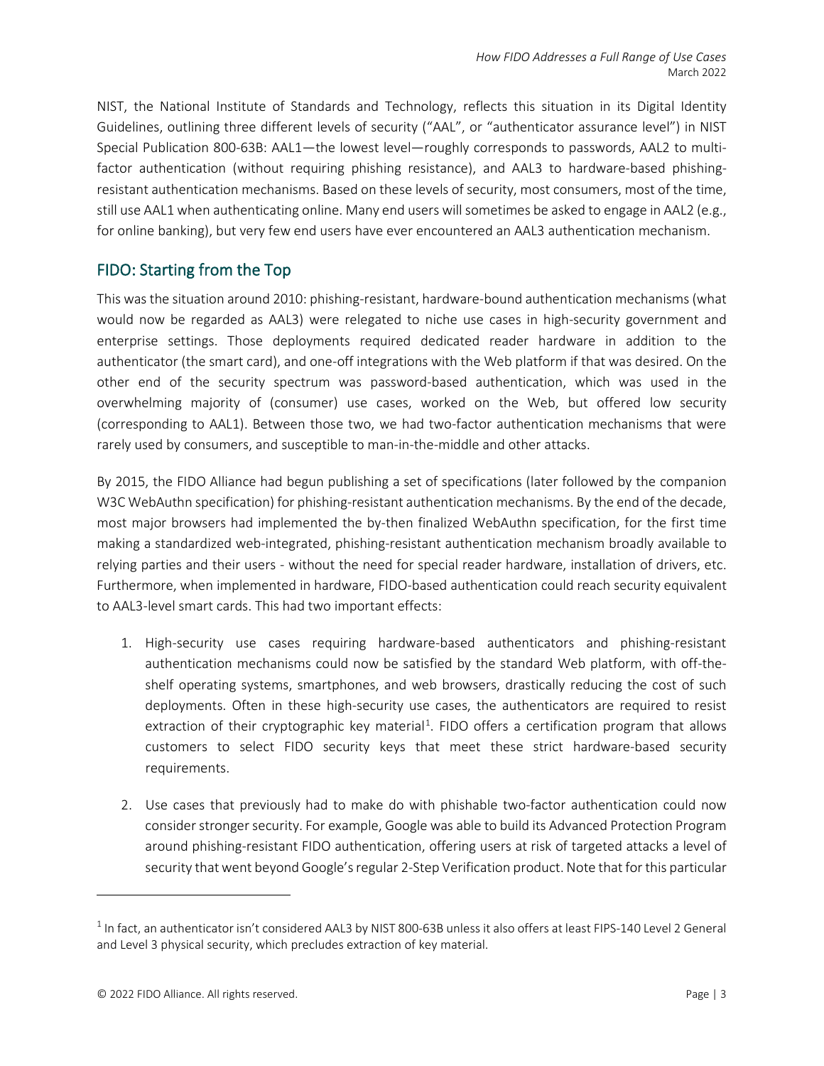NIST, the National Institute of Standards and Technology, reflects this situation in its Digital Identity Guidelines, outlining three different levels of security ("AAL", or "authenticator assurance level") in NIST Special Publication 800-63B: AAL1—the lowest level—roughly corresponds to passwords, AAL2 to multi-factor authentication (without requiring phishing resistance), and AAL3 to hardware-based phishing-resistant authentication mechanisms. Based on these levels of security, most consumers, most of the time, still use AAL1 when authenticating online. Many end users will sometimes be asked to engage in AAL2 (e.g., for online banking), but very few end users have ever encountered an AAL3 authentication mechanism.

## FIDO: Starting from the Top

This was the situation around 2010: phishing-resistant, hardware-bound authentication mechanisms (what would now be regarded as AAL3) were relegated to niche use cases in high-security government and enterprise settings. Those deployments required dedicated reader hardware in addition to the authenticator (the smart card), and one-off integrations with the Web platform if that was desired. On the other end of the security spectrum was password-based authentication, which was used in the overwhelming majority of (consumer) use cases, worked on the Web, but offered low security (corresponding to AAL1). Between those two, we had two-factor authentication mechanisms that were rarely used by consumers, and susceptible to man-in-the-middle and other attacks.

By 2015, the FIDO Alliance had begun publishing a set of specifications (later followed by the companion W3C WebAuthn specification) for phishing-resistant authentication mechanisms. By the end of the decade, most major browsers had implemented the by-then finalized WebAuthn specification, for the first time making a standardized web-integrated, phishing-resistant authentication mechanism broadly available to relying parties and their users - without the need for special reader hardware, installation of drivers, etc. Furthermore, when implemented in hardware, FIDO-based authentication could reach security equivalent to AAL3-level smart cards. This had two important effects:

1. High-security use cases requiring hardware-based authenticators and phishing-resistant authentication mechanisms could now be satisfied by the standard Web platform, with off-the-shelf operating systems, smartphones, and web browsers, drastically reducing the cost of such deployments. Often in these high-security use cases, the authenticators are required to resist extraction of their cryptographic key material[1]. FIDO offers a certification program that allows customers to select FIDO security keys that meet these strict hardware-based security requirements.

2. Use cases that previously had to make do with phishable two-factor authentication could now consider stronger security. For example, Google was able to build its Advanced Protection Program around phishing-resistant FIDO authentication, offering users at risk of targeted attacks a level of security that went beyond Google's regular 2-Step Verification product. Note that for this particular

[1] In fact, an authenticator isn't considered AAL3 by NIST 800-63B unless it also offers at least FIPS-140 Level 2 General and Level 3 physical security, which precludes extraction of key material.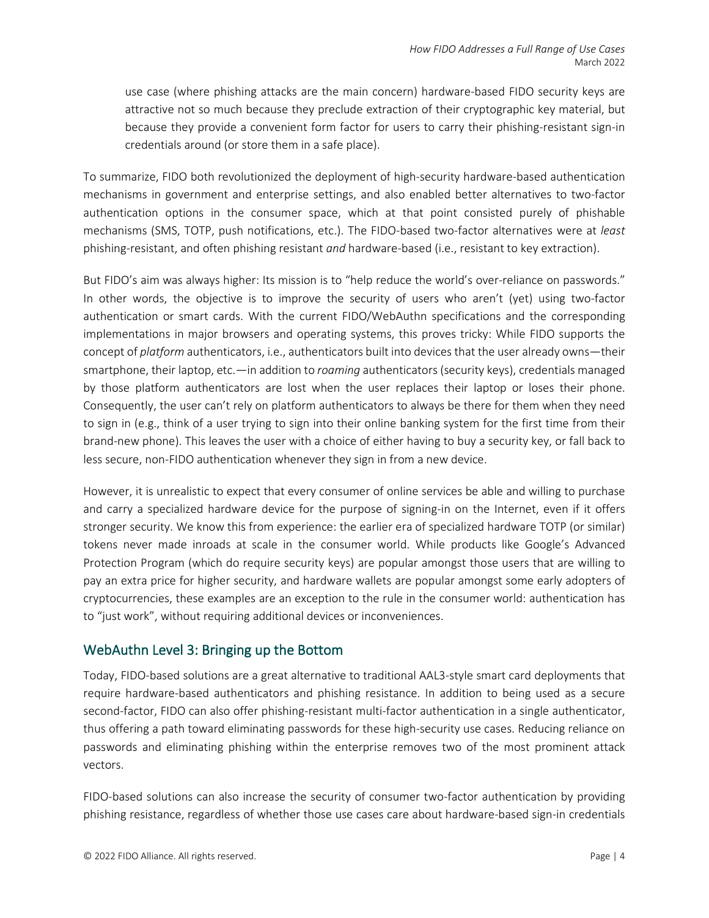use case (where phishing attacks are the main concern) hardware-based FIDO security keys are attractive not so much because they preclude extraction of their cryptographic key material, but because they provide a convenient form factor for users to carry their phishing-resistant sign-in credentials around (or store them in a safe place).

To summarize, FIDO both revolutionized the deployment of high-security hardware-based authentication mechanisms in government and enterprise settings, and also enabled better alternatives to two-factor authentication options in the consumer space, which at that point consisted purely of phishable mechanisms (SMS, TOTP, push notifications, etc.). The FIDO-based two-factor alternatives were at *least* phishing-resistant, and often phishing resistant *and* hardware-based (i.e., resistant to key extraction).

But FIDO's aim was always higher: Its mission is to "help reduce the world's over-reliance on passwords." In other words, the objective is to improve the security of users who aren't (yet) using two-factor authentication or smart cards. With the current FIDO/WebAuthn specifications and the corresponding implementations in major browsers and operating systems, this proves tricky: While FIDO supports the concept of *platform* authenticators, i.e., authenticators built into devices that the user already owns—their smartphone, their laptop, etc.—in addition to *roaming* authenticators (security keys), credentials managed by those platform authenticators are lost when the user replaces their laptop or loses their phone. Consequently, the user can't rely on platform authenticators to always be there for them when they need to sign in (e.g., think of a user trying to sign into their online banking system for the first time from their brand-new phone). This leaves the user with a choice of either having to buy a security key, or fall back to less secure, non-FIDO authentication whenever they sign in from a new device.

However, it is unrealistic to expect that every consumer of online services be able and willing to purchase and carry a specialized hardware device for the purpose of signing-in on the Internet, even if it offers stronger security. We know this from experience: the earlier era of specialized hardware TOTP (or similar) tokens never made inroads at scale in the consumer world. While products like Google's Advanced Protection Program (which do require security keys) are popular amongst those users that are willing to pay an extra price for higher security, and hardware wallets are popular amongst some early adopters of cryptocurrencies, these examples are an exception to the rule in the consumer world: authentication has to "just work", without requiring additional devices or inconveniences.

## WebAuthn Level 3: Bringing up the Bottom

Today, FIDO-based solutions are a great alternative to traditional AAL3-style smart card deployments that require hardware-based authenticators and phishing resistance. In addition to being used as a secure second-factor, FIDO can also offer phishing-resistant multi-factor authentication in a single authenticator, thus offering a path toward eliminating passwords for these high-security use cases. Reducing reliance on passwords and eliminating phishing within the enterprise removes two of the most prominent attack vectors.

FIDO-based solutions can also increase the security of consumer two-factor authentication by providing phishing resistance, regardless of whether those use cases care about hardware-based sign-in credentials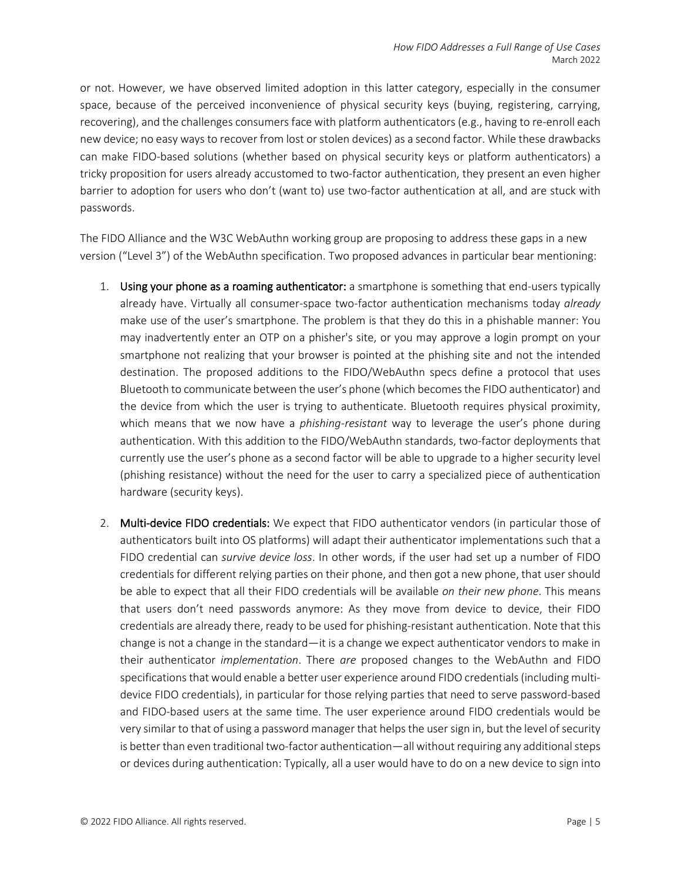or not. However, we have observed limited adoption in this latter category, especially in the consumer space, because of the perceived inconvenience of physical security keys (buying, registering, carrying, recovering), and the challenges consumers face with platform authenticators (e.g., having to re-enroll each new device; no easy ways to recover from lost or stolen devices) as a second factor. While these drawbacks can make FIDO-based solutions (whether based on physical security keys or platform authenticators) a tricky proposition for users already accustomed to two-factor authentication, they present an even higher barrier to adoption for users who don't (want to) use two-factor authentication at all, and are stuck with passwords.

The FIDO Alliance and the W3C WebAuthn working group are proposing to address these gaps in a new version ("Level 3") of the WebAuthn specification. Two proposed advances in particular bear mentioning:

1. **Using your phone as a roaming authenticator:** a smartphone is something that end-users typically already have. Virtually all consumer-space two-factor authentication mechanisms today *already* make use of the user's smartphone. The problem is that they do this in a phishable manner: You may inadvertently enter an OTP on a phisher's site, or you may approve a login prompt on your smartphone not realizing that your browser is pointed at the phishing site and not the intended destination. The proposed additions to the FIDO/WebAuthn specs define a protocol that uses Bluetooth to communicate between the user's phone (which becomes the FIDO authenticator) and the device from which the user is trying to authenticate. Bluetooth requires physical proximity, which means that we now have a *phishing-resistant* way to leverage the user's phone during authentication. With this addition to the FIDO/WebAuthn standards, two-factor deployments that currently use the user's phone as a second factor will be able to upgrade to a higher security level (phishing resistance) without the need for the user to carry a specialized piece of authentication hardware (security keys).

2. **Multi-device FIDO credentials:** We expect that FIDO authenticator vendors (in particular those of authenticators built into OS platforms) will adapt their authenticator implementations such that a FIDO credential can *survive device loss*. In other words, if the user had set up a number of FIDO credentials for different relying parties on their phone, and then got a new phone, that user should be able to expect that all their FIDO credentials will be available *on their new phone*. This means that users don't need passwords anymore: As they move from device to device, their FIDO credentials are already there, ready to be used for phishing-resistant authentication. Note that this change is not a change in the standard—it is a change we expect authenticator vendors to make in their authenticator *implementation*. There *are* proposed changes to the WebAuthn and FIDO specifications that would enable a better user experience around FIDO credentials (including multi-device FIDO credentials), in particular for those relying parties that need to serve password-based and FIDO-based users at the same time. The user experience around FIDO credentials would be very similar to that of using a password manager that helps the user sign in, but the level of security is better than even traditional two-factor authentication—all without requiring any additional steps or devices during authentication: Typically, all a user would have to do on a new device to sign into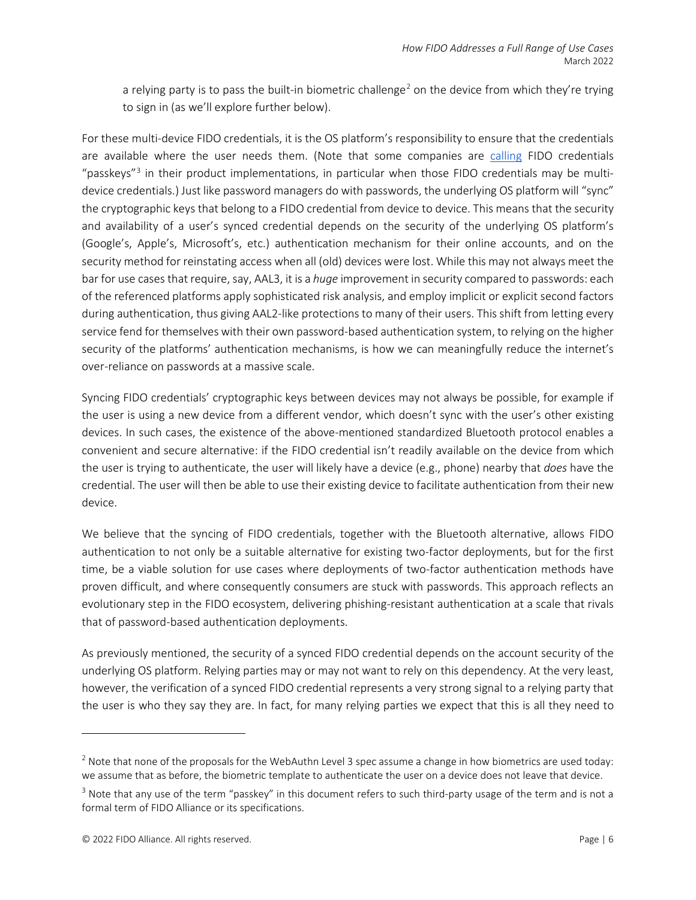a relying party is to pass the built-in biometric challenge[2] on the device from which they're trying to sign in (as we'll explore further below).

For these multi-device FIDO credentials, it is the OS platform's responsibility to ensure that the credentials are available where the user needs them. (Note that some companies are calling FIDO credentials "passkeys"[3] in their product implementations, in particular when those FIDO credentials may be multi-device credentials.) Just like password managers do with passwords, the underlying OS platform will "sync" the cryptographic keys that belong to a FIDO credential from device to device. This means that the security and availability of a user's synced credential depends on the security of the underlying OS platform's (Google's, Apple's, Microsoft's, etc.) authentication mechanism for their online accounts, and on the security method for reinstating access when all (old) devices were lost. While this may not always meet the bar for use cases that require, say, AAL3, it is a *huge* improvement in security compared to passwords: each of the referenced platforms apply sophisticated risk analysis, and employ implicit or explicit second factors during authentication, thus giving AAL2-like protections to many of their users. This shift from letting every service fend for themselves with their own password-based authentication system, to relying on the higher security of the platforms' authentication mechanisms, is how we can meaningfully reduce the internet's over-reliance on passwords at a massive scale.

Syncing FIDO credentials' cryptographic keys between devices may not always be possible, for example if the user is using a new device from a different vendor, which doesn't sync with the user's other existing devices. In such cases, the existence of the above-mentioned standardized Bluetooth protocol enables a convenient and secure alternative: if the FIDO credential isn't readily available on the device from which the user is trying to authenticate, the user will likely have a device (e.g., phone) nearby that *does* have the credential. The user will then be able to use their existing device to facilitate authentication from their new device.

We believe that the syncing of FIDO credentials, together with the Bluetooth alternative, allows FIDO authentication to not only be a suitable alternative for existing two-factor deployments, but for the first time, be a viable solution for use cases where deployments of two-factor authentication methods have proven difficult, and where consequently consumers are stuck with passwords. This approach reflects an evolutionary step in the FIDO ecosystem, delivering phishing-resistant authentication at a scale that rivals that of password-based authentication deployments.

As previously mentioned, the security of a synced FIDO credential depends on the account security of the underlying OS platform. Relying parties may or may not want to rely on this dependency. At the very least, however, the verification of a synced FIDO credential represents a very strong signal to a relying party that the user is who they say they are. In fact, for many relying parties we expect that this is all they need to

---

[2] Note that none of the proposals for the WebAuthn Level 3 spec assume a change in how biometrics are used today: we assume that as before, the biometric template to authenticate the user on a device does not leave that device.

[3] Note that any use of the term "passkey" in this document refers to such third-party usage of the term and is not a formal term of FIDO Alliance or its specifications.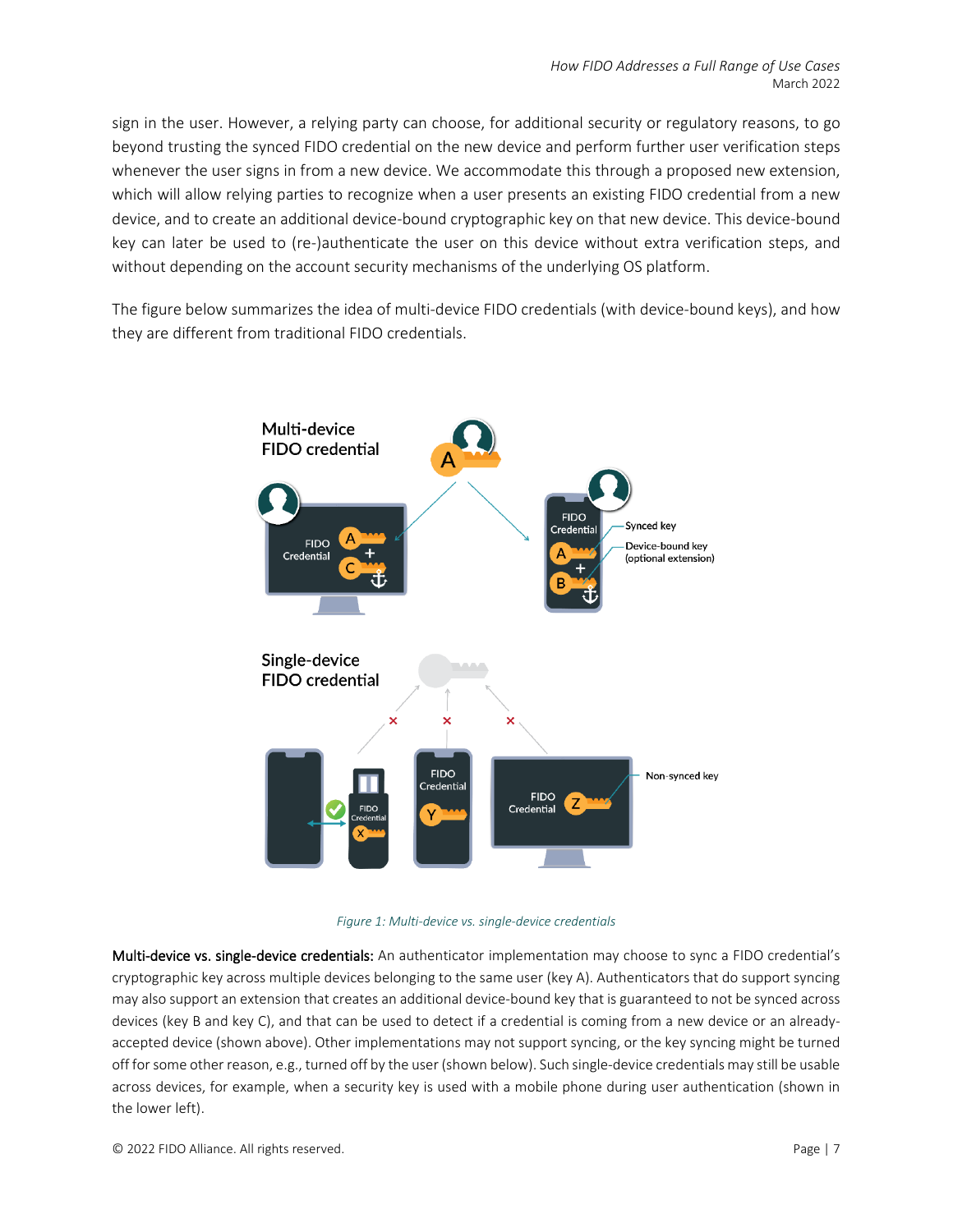sign in the user. However, a relying party can choose, for additional security or regulatory reasons, to go beyond trusting the synced FIDO credential on the new device and perform further user verification steps whenever the user signs in from a new device. We accommodate this through a proposed new extension, which will allow relying parties to recognize when a user presents an existing FIDO credential from a new device, and to create an additional device-bound cryptographic key on that new device. This device-bound key can later be used to (re-)authenticate the user on this device without extra verification steps, and without depending on the account security mechanisms of the underlying OS platform.

The figure below summarizes the idea of multi-device FIDO credentials (with device-bound keys), and how they are different from traditional FIDO credentials.

*Figure 1: Multi-device vs. single-device credentials*

**Multi-device vs. single-device credentials:** An authenticator implementation may choose to sync a FIDO credential's cryptographic key across multiple devices belonging to the same user (key A). Authenticators that do support syncing may also support an extension that creates an additional device-bound key that is guaranteed to not be synced across devices (key B and key C), and that can be used to detect if a credential is coming from a new device or an already-accepted device (shown above). Other implementations may not support syncing, or the key syncing might be turned off for some other reason, e.g., turned off by the user (shown below). Such single-device credentials may still be usable across devices, for example, when a security key is used with a mobile phone during user authentication (shown in the lower left).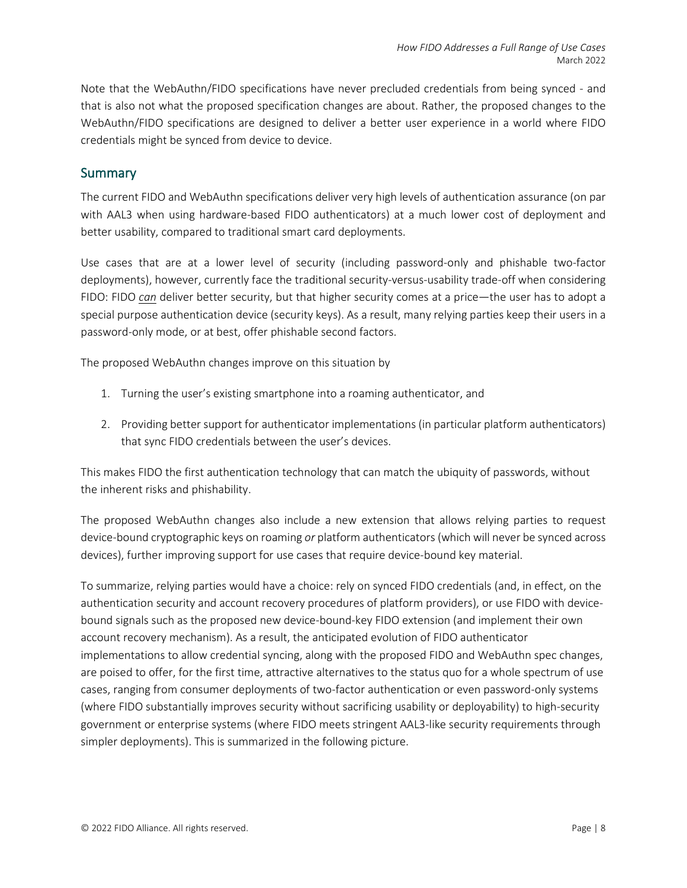Note that the WebAuthn/FIDO specifications have never precluded credentials from being synced - and that is also not what the proposed specification changes are about. Rather, the proposed changes to the WebAuthn/FIDO specifications are designed to deliver a better user experience in a world where FIDO credentials might be synced from device to device.

## Summary

The current FIDO and WebAuthn specifications deliver very high levels of authentication assurance (on par with AAL3 when using hardware-based FIDO authenticators) at a much lower cost of deployment and better usability, compared to traditional smart card deployments.

Use cases that are at a lower level of security (including password-only and phishable two-factor deployments), however, currently face the traditional security-versus-usability trade-off when considering FIDO: FIDO ***can*** deliver better security, but that higher security comes at a price—the user has to adopt a special purpose authentication device (security keys). As a result, many relying parties keep their users in a password-only mode, or at best, offer phishable second factors.

The proposed WebAuthn changes improve on this situation by

1. Turning the user's existing smartphone into a roaming authenticator, and
2. Providing better support for authenticator implementations (in particular platform authenticators) that sync FIDO credentials between the user's devices.

This makes FIDO the first authentication technology that can match the ubiquity of passwords, without the inherent risks and phishability.

The proposed WebAuthn changes also include a new extension that allows relying parties to request device-bound cryptographic keys on roaming *or* platform authenticators (which will never be synced across devices), further improving support for use cases that require device-bound key material.

To summarize, relying parties would have a choice: rely on synced FIDO credentials (and, in effect, on the authentication security and account recovery procedures of platform providers), or use FIDO with device-bound signals such as the proposed new device-bound-key FIDO extension (and implement their own account recovery mechanism). As a result, the anticipated evolution of FIDO authenticator implementations to allow credential syncing, along with the proposed FIDO and WebAuthn spec changes, are poised to offer, for the first time, attractive alternatives to the status quo for a whole spectrum of use cases, ranging from consumer deployments of two-factor authentication or even password-only systems (where FIDO substantially improves security without sacrificing usability or deployability) to high-security government or enterprise systems (where FIDO meets stringent AAL3-like security requirements through simpler deployments). This is summarized in the following picture.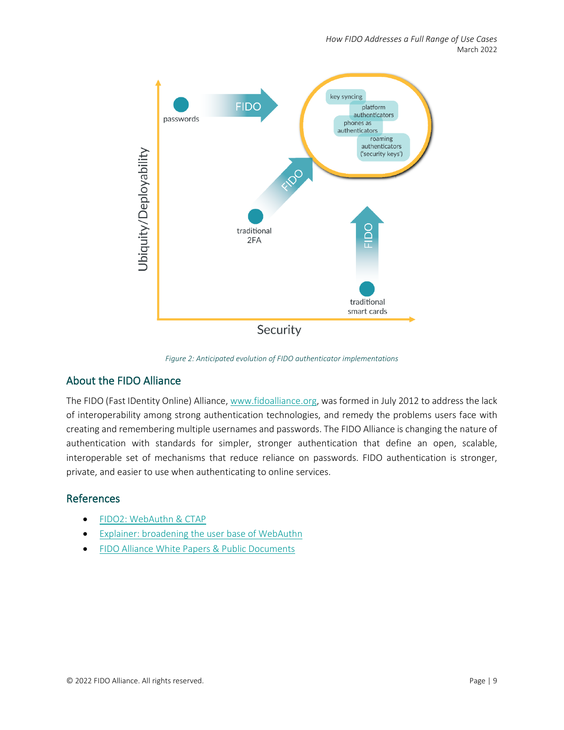Ubiquity/Deployability

Security

passwords

FIDO

traditional 2FA

FIDO

traditional smart cards

FIDO

key syncing

platform authenticators

phones as authenticators

roaming authenticators ('security keys')

*Figure 2: Anticipated evolution of FIDO authenticator implementations*

## About the FIDO Alliance

The FIDO (Fast IDentity Online) Alliance, www.fidoalliance.org, was formed in July 2012 to address the lack of interoperability among strong authentication technologies, and remedy the problems users face with creating and remembering multiple usernames and passwords. The FIDO Alliance is changing the nature of authentication with standards for simpler, stronger authentication that define an open, scalable, interoperable set of mechanisms that reduce reliance on passwords. FIDO authentication is stronger, private, and easier to use when authenticating to online services.

## References

- FIDO2: WebAuthn & CTAP
- Explainer: broadening the user base of WebAuthn
- FIDO Alliance White Papers & Public Documents

© 2022 FIDO Alliance. All rights reserved.